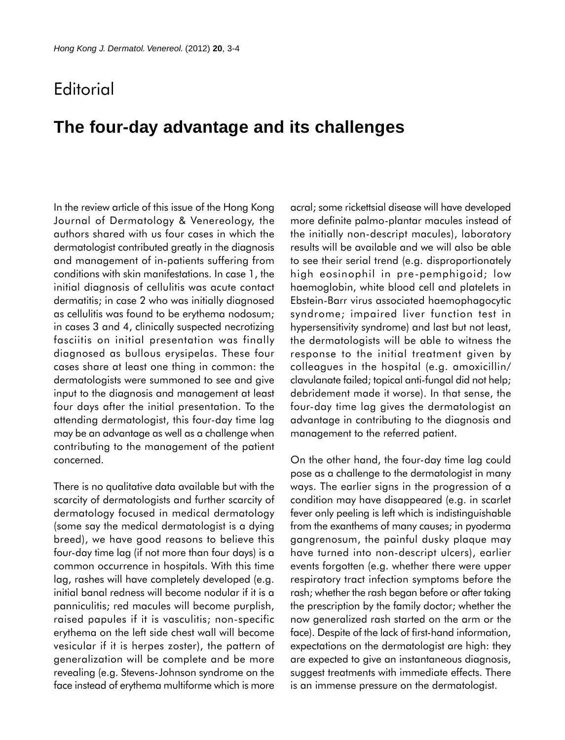# Editorial

## The four-day advantage and its challenges

In the review article of this issue of the Hong Kong Journal of Dermatology & Venereology, the authors shared with us four cases in which the dermatologist contributed greatly in the diagnosis and management of in-patients suffering from conditions with skin manifestations. In case 1, the initial diagnosis of cellulitis was acute contact dermatitis; in case 2 who was initially diagnosed as cellulitis was found to be erythema nodosum; in cases 3 and 4, clinically suspected necrotizing fasciitis on initial presentation was finally diagnosed as bullous erysipelas. These four cases share at least one thing in common: the dermatologists were summoned to see and give input to the diagnosis and management at least four days after the initial presentation. To the attending dermatologist, this four-day time lag may be an advantage as well as a challenge when contributing to the management of the patient concerned.

There is no qualitative data available but with the scarcity of dermatologists and further scarcity of dermatology focused in medical dermatology (some say the medical dermatologist is a dying breed), we have good reasons to believe this four-day time lag (if not more than four days) is a common occurrence in hospitals. With this time lag, rashes will have completely developed (e.g. initial banal redness will become nodular if it is a panniculitis; red macules will become purplish, raised papules if it is vasculitis; non-specific erythema on the left side chest wall will become vesicular if it is herpes zoster), the pattern of generalization will be complete and be more revealing (e.g. Stevens-Johnson syndrome on the face instead of erythema multiforme which is more acral; some rickettsial disease will have developed more definite palmo-plantar macules instead of the initially non-descript macules), laboratory results will be available and we will also be able to see their serial trend (e.g. disproportionately high eosinophil in pre-pemphigoid; low haemoglobin, white blood cell and platelets in Ebstein-Barr virus associated haemophagocytic syndrome; impaired liver function test in hypersensitivity syndrome) and last but not least, the dermatologists will be able to witness the response to the initial treatment given by colleagues in the hospital (e.g. amoxicillin/clavulanate failed; topical anti-fungal did not help; debridement made it worse). In that sense, the four-day time lag gives the dermatologist an advantage in contributing to the diagnosis and management to the referred patient.

On the other hand, the four-day time lag could pose as a challenge to the dermatologist in many ways. The earlier signs in the progression of a condition may have disappeared (e.g. in scarlet fever only peeling is left which is indistinguishable from the exanthems of many causes; in pyoderma gangrenosum, the painful dusky plaque may have turned into non-descript ulcers), earlier events forgotten (e.g. whether there were upper respiratory tract infection symptoms before the rash; whether the rash began before or after taking the prescription by the family doctor; whether the now generalized rash started on the arm or the face). Despite of the lack of first-hand information, expectations on the dermatologist are high: they are expected to give an instantaneous diagnosis, suggest treatments with immediate effects. There is an immense pressure on the dermatologist.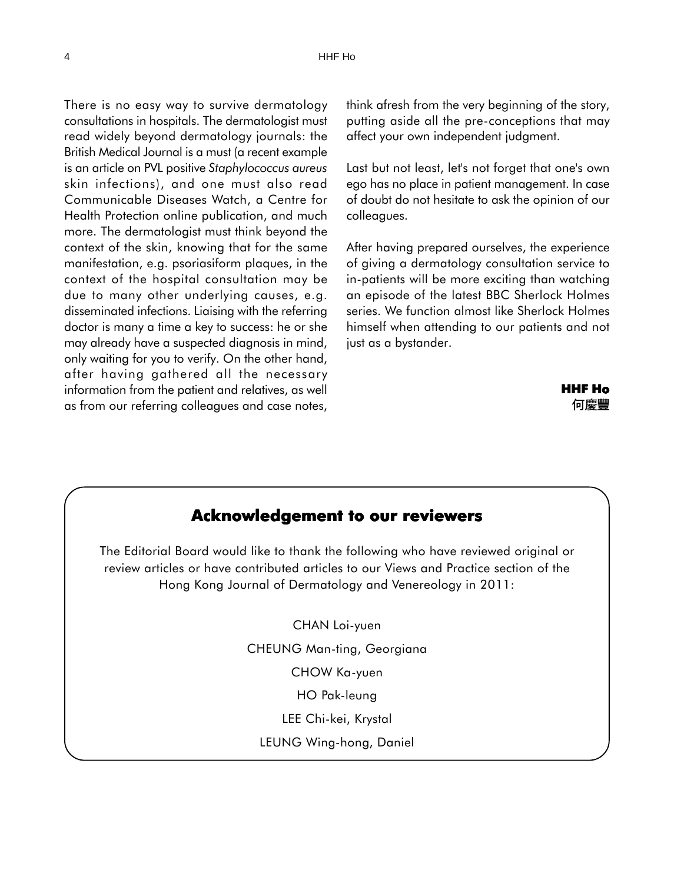There is no easy way to survive dermatology consultations in hospitals. The dermatologist must read widely beyond dermatology journals: the British Medical Journal is a must (a recent example is an article on PVL positive *Staphylococcus aureus* skin infections), and one must also read Communicable Diseases Watch, a Centre for Health Protection online publication, and much more. The dermatologist must think beyond the context of the skin, knowing that for the same manifestation, e.g. psoriasiform plaques, in the context of the hospital consultation may be due to many other underlying causes, e.g. disseminated infections. Liaising with the referring doctor is many a time a key to success: he or she may already have a suspected diagnosis in mind, only waiting for you to verify. On the other hand, after having gathered all the necessary information from the patient and relatives, as well as from our referring colleagues and case notes, think afresh from the very beginning of the story, putting aside all the pre-conceptions that may affect your own independent judgment.

Last but not least, let's not forget that one's own ego has no place in patient management. In case of doubt do not hesitate to ask the opinion of our colleagues.

After having prepared ourselves, the experience of giving a dermatology consultation service to in-patients will be more exciting than watching an episode of the latest BBC Sherlock Holmes series. We function almost like Sherlock Holmes himself when attending to our patients and not just as a bystander.

**HHF Ho**
**何慶豐**

## Acknowledgement to our reviewers

The Editorial Board would like to thank the following who have reviewed original or review articles or have contributed articles to our Views and Practice section of the Hong Kong Journal of Dermatology and Venereology in 2011:

CHAN Loi-yuen

CHEUNG Man-ting, Georgiana

CHOW Ka-yuen

HO Pak-leung

LEE Chi-kei, Krystal

LEUNG Wing-hong, Daniel